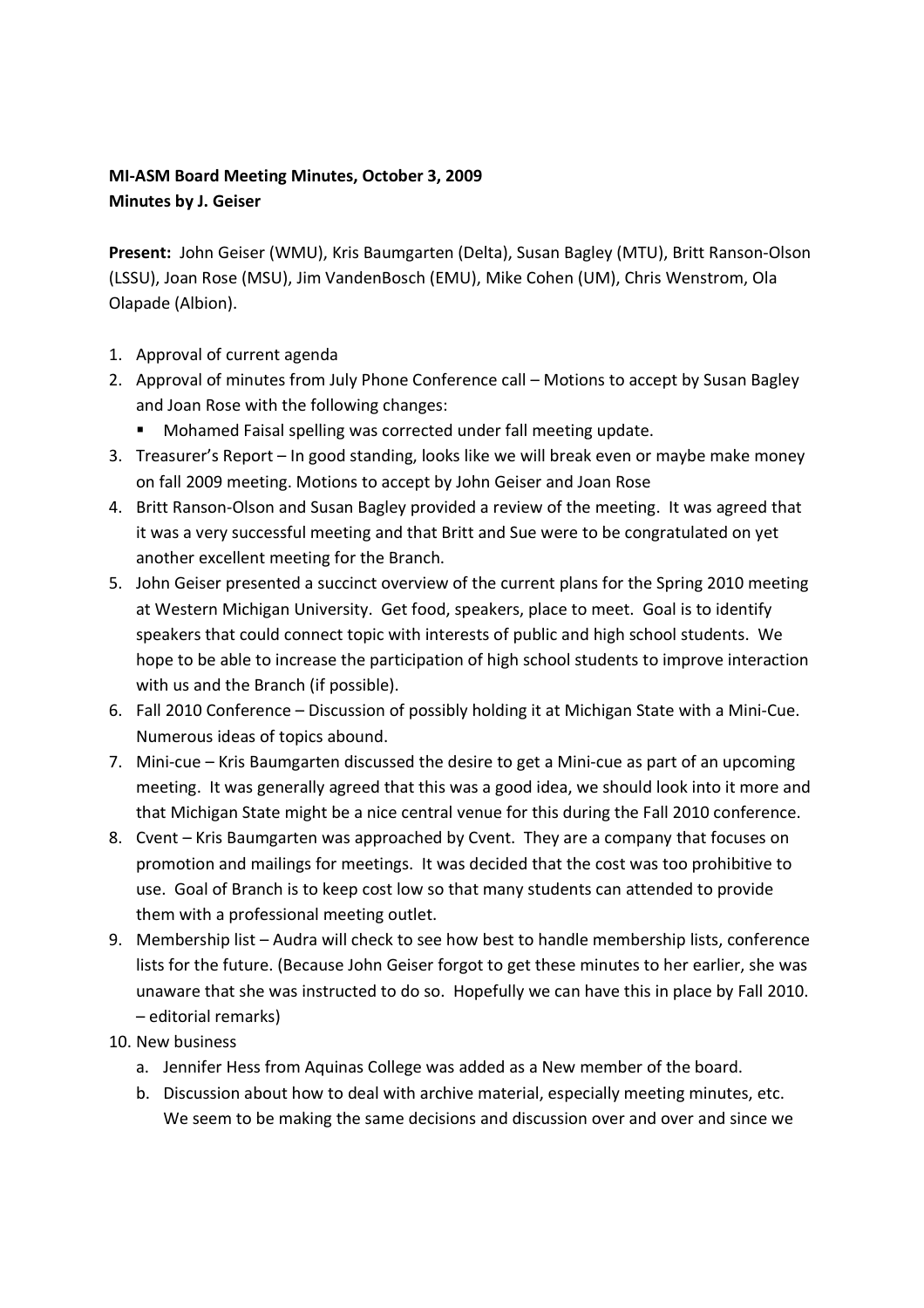**MI-ASM Board Meeting Minutes, October 3, 2009**
**Minutes by J. Geiser**

**Present:** John Geiser (WMU), Kris Baumgarten (Delta), Susan Bagley (MTU), Britt Ranson-Olson (LSSU), Joan Rose (MSU), Jim VandenBosch (EMU), Mike Cohen (UM), Chris Wenstrom, Ola Olapade (Albion).

1. Approval of current agenda
2. Approval of minutes from July Phone Conference call – Motions to accept by Susan Bagley and Joan Rose with the following changes:
   - Mohamed Faisal spelling was corrected under fall meeting update.
3. Treasurer's Report – In good standing, looks like we will break even or maybe make money on fall 2009 meeting. Motions to accept by John Geiser and Joan Rose
4. Britt Ranson-Olson and Susan Bagley provided a review of the meeting. It was agreed that it was a very successful meeting and that Britt and Sue were to be congratulated on yet another excellent meeting for the Branch.
5. John Geiser presented a succinct overview of the current plans for the Spring 2010 meeting at Western Michigan University. Get food, speakers, place to meet. Goal is to identify speakers that could connect topic with interests of public and high school students. We hope to be able to increase the participation of high school students to improve interaction with us and the Branch (if possible).
6. Fall 2010 Conference – Discussion of possibly holding it at Michigan State with a Mini-Cue. Numerous ideas of topics abound.
7. Mini-cue – Kris Baumgarten discussed the desire to get a Mini-cue as part of an upcoming meeting. It was generally agreed that this was a good idea, we should look into it more and that Michigan State might be a nice central venue for this during the Fall 2010 conference.
8. Cvent – Kris Baumgarten was approached by Cvent. They are a company that focuses on promotion and mailings for meetings. It was decided that the cost was too prohibitive to use. Goal of Branch is to keep cost low so that many students can attended to provide them with a professional meeting outlet.
9. Membership list – Audra will check to see how best to handle membership lists, conference lists for the future. (Because John Geiser forgot to get these minutes to her earlier, she was unaware that she was instructed to do so. Hopefully we can have this in place by Fall 2010. – editorial remarks)
10. New business
    a. Jennifer Hess from Aquinas College was added as a New member of the board.
    b. Discussion about how to deal with archive material, especially meeting minutes, etc. We seem to be making the same decisions and discussion over and over and since we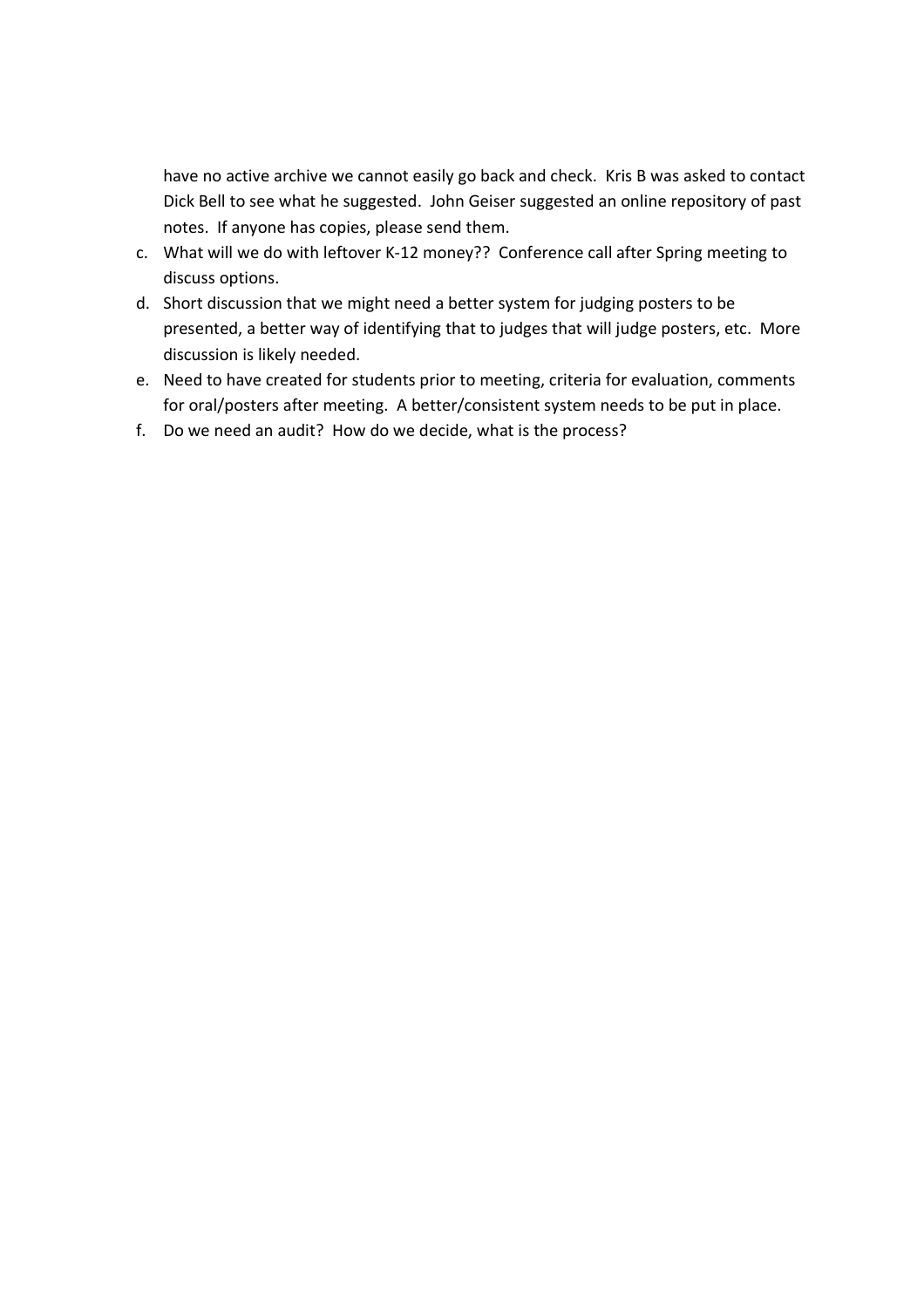have no active archive we cannot easily go back and check. Kris B was asked to contact Dick Bell to see what he suggested. John Geiser suggested an online repository of past notes. If anyone has copies, please send them.

c. What will we do with leftover K-12 money?? Conference call after Spring meeting to discuss options.
d. Short discussion that we might need a better system for judging posters to be presented, a better way of identifying that to judges that will judge posters, etc. More discussion is likely needed.
e. Need to have created for students prior to meeting, criteria for evaluation, comments for oral/posters after meeting. A better/consistent system needs to be put in place.
f. Do we need an audit? How do we decide, what is the process?